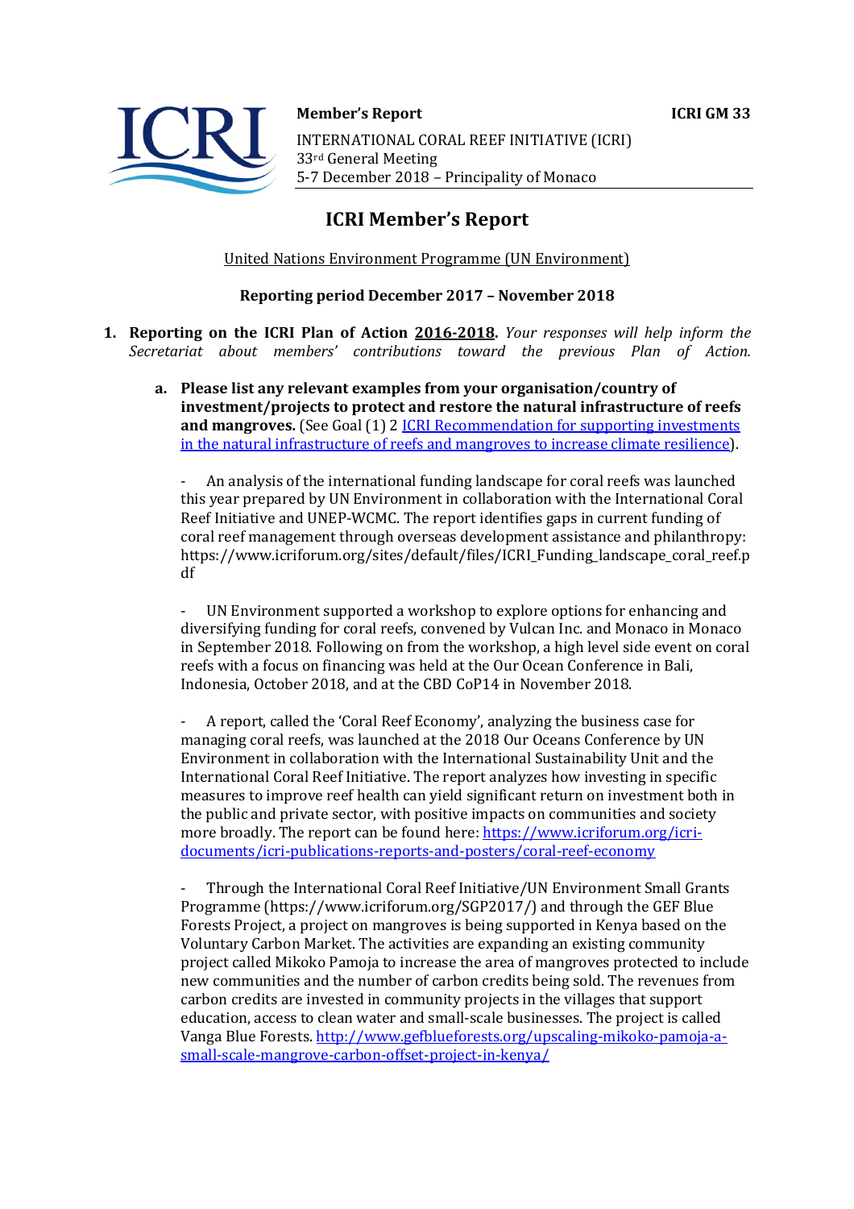**Member's Report** **ICRI GM 33**

INTERNATIONAL CORAL REEF INITIATIVE (ICRI)
33rd General Meeting
5-7 December 2018 – Principality of Monaco

# ICRI Member's Report

United Nations Environment Programme (UN Environment)

**Reporting period December 2017 – November 2018**

1. **Reporting on the ICRI Plan of Action 2016-2018.** *Your responses will help inform the Secretariat about members' contributions toward the previous Plan of Action.*

   a. **Please list any relevant examples from your organisation/country of investment/projects to protect and restore the natural infrastructure of reefs and mangroves.** (See Goal (1) 2 ICRI Recommendation for supporting investments in the natural infrastructure of reefs and mangroves to increase climate resilience).

   - An analysis of the international funding landscape for coral reefs was launched this year prepared by UN Environment in collaboration with the International Coral Reef Initiative and UNEP-WCMC. The report identifies gaps in current funding of coral reef management through overseas development assistance and philanthropy: https://www.icriforum.org/sites/default/files/ICRI_Funding_landscape_coral_reef.pdf

   - UN Environment supported a workshop to explore options for enhancing and diversifying funding for coral reefs, convened by Vulcan Inc. and Monaco in Monaco in September 2018. Following on from the workshop, a high level side event on coral reefs with a focus on financing was held at the Our Ocean Conference in Bali, Indonesia, October 2018, and at the CBD CoP14 in November 2018.

   - A report, called the 'Coral Reef Economy', analyzing the business case for managing coral reefs, was launched at the 2018 Our Oceans Conference by UN Environment in collaboration with the International Sustainability Unit and the International Coral Reef Initiative. The report analyzes how investing in specific measures to improve reef health can yield significant return on investment both in the public and private sector, with positive impacts on communities and society more broadly. The report can be found here: https://www.icriforum.org/icri-documents/icri-publications-reports-and-posters/coral-reef-economy

   - Through the International Coral Reef Initiative/UN Environment Small Grants Programme (https://www.icriforum.org/SGP2017/) and through the GEF Blue Forests Project, a project on mangroves is being supported in Kenya based on the Voluntary Carbon Market. The activities are expanding an existing community project called Mikoko Pamoja to increase the area of mangroves protected to include new communities and the number of carbon credits being sold. The revenues from carbon credits are invested in community projects in the villages that support education, access to clean water and small-scale businesses. The project is called Vanga Blue Forests. http://www.gefblueforests.org/upscaling-mikoko-pamoja-a-small-scale-mangrove-carbon-offset-project-in-kenya/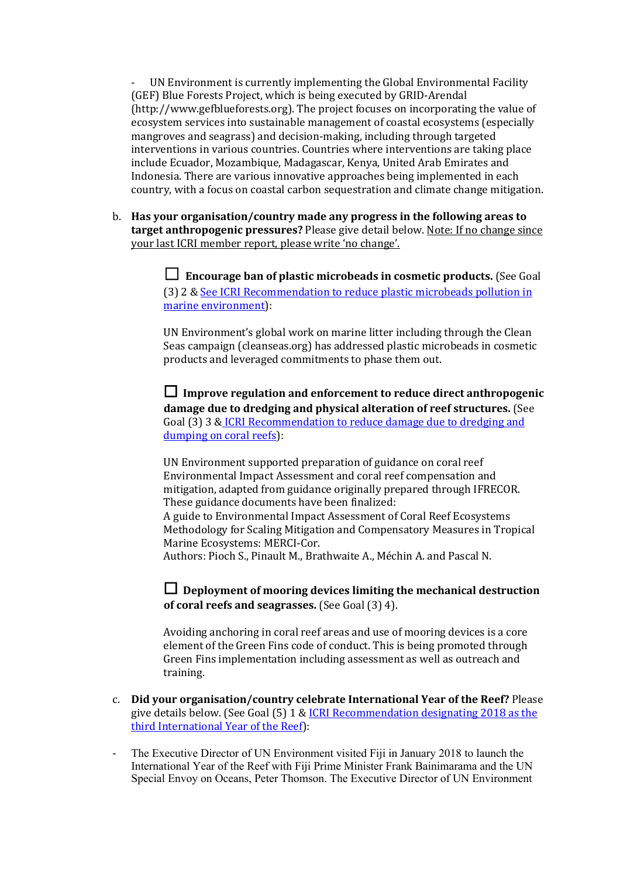- UN Environment is currently implementing the Global Environmental Facility (GEF) Blue Forests Project, which is being executed by GRID-Arendal (http://www.gefblueforests.org). The project focuses on incorporating the value of ecosystem services into sustainable management of coastal ecosystems (especially mangroves and seagrass) and decision-making, including through targeted interventions in various countries. Countries where interventions are taking place include Ecuador, Mozambique, Madagascar, Kenya, United Arab Emirates and Indonesia. There are various innovative approaches being implemented in each country, with a focus on coastal carbon sequestration and climate change mitigation.

b. **Has your organisation/country made any progress in the following areas to target anthropogenic pressures?** Please give detail below. <u>Note: If no change since your last ICRI member report, please write 'no change'.</u>

☐ **Encourage ban of plastic microbeads in cosmetic products.** (See Goal (3) 2 & [See ICRI Recommendation to reduce plastic microbeads pollution in marine environment]):

UN Environment's global work on marine litter including through the Clean Seas campaign (cleanseas.org) has addressed plastic microbeads in cosmetic products and leveraged commitments to phase them out.

☐ **Improve regulation and enforcement to reduce direct anthropogenic damage due to dredging and physical alteration of reef structures.** (See Goal (3) 3 & [ICRI Recommendation to reduce damage due to dredging and dumping on coral reefs]):

UN Environment supported preparation of guidance on coral reef Environmental Impact Assessment and coral reef compensation and mitigation, adapted from guidance originally prepared through IFRECOR. These guidance documents have been finalized:
A guide to Environmental Impact Assessment of Coral Reef Ecosystems
Methodology for Scaling Mitigation and Compensatory Measures in Tropical Marine Ecosystems: MERCI-Cor.
Authors: Pioch S., Pinault M., Brathwaite A., Méchin A. and Pascal N.

☐ **Deployment of mooring devices limiting the mechanical destruction of coral reefs and seagrasses.** (See Goal (3) 4).

Avoiding anchoring in coral reef areas and use of mooring devices is a core element of the Green Fins code of conduct. This is being promoted through Green Fins implementation including assessment as well as outreach and training.

c. **Did your organisation/country celebrate International Year of the Reef?** Please give details below. (See Goal (5) 1 & [ICRI Recommendation designating 2018 as the third International Year of the Reef]):

- The Executive Director of UN Environment visited Fiji in January 2018 to launch the International Year of the Reef with Fiji Prime Minister Frank Bainimarama and the UN Special Envoy on Oceans, Peter Thomson. The Executive Director of UN Environment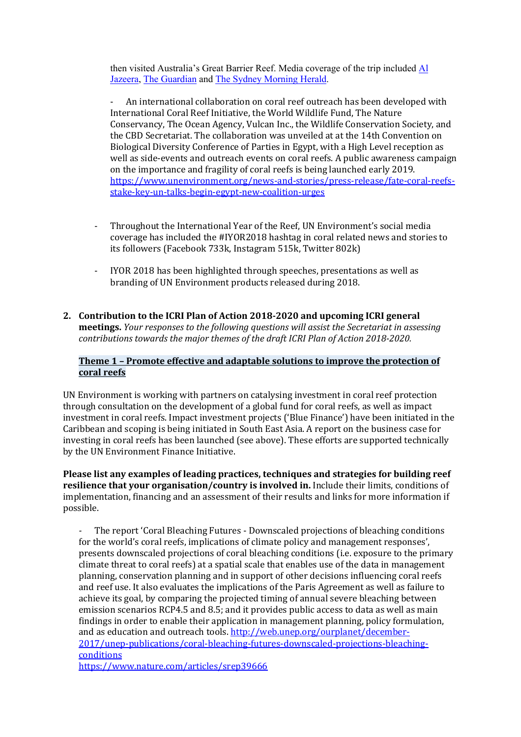then visited Australia's Great Barrier Reef. Media coverage of the trip included [Al Jazeera](), [The Guardian]() and [The Sydney Morning Herald]().

- An international collaboration on coral reef outreach has been developed with International Coral Reef Initiative, the World Wildlife Fund, The Nature Conservancy, The Ocean Agency, Vulcan Inc., the Wildlife Conservation Society, and the CBD Secretariat. The collaboration was unveiled at at the 14th Convention on Biological Diversity Conference of Parties in Egypt, with a High Level reception as well as side-events and outreach events on coral reefs. A public awareness campaign on the importance and fragility of coral reefs is being launched early 2019. https://www.unenvironment.org/news-and-stories/press-release/fate-coral-reefs-stake-key-un-talks-begin-egypt-new-coalition-urges

- Throughout the International Year of the Reef, UN Environment's social media coverage has included the #IYOR2018 hashtag in coral related news and stories to its followers (Facebook 733k, Instagram 515k, Twitter 802k)

- IYOR 2018 has been highlighted through speeches, presentations as well as branding of UN Environment products released during 2018.

2. **Contribution to the ICRI Plan of Action 2018-2020 and upcoming ICRI general meetings.** *Your responses to the following questions will assist the Secretariat in assessing contributions towards the major themes of the draft ICRI Plan of Action 2018-2020.*

**Theme 1 – Promote effective and adaptable solutions to improve the protection of coral reefs**

UN Environment is working with partners on catalysing investment in coral reef protection through consultation on the development of a global fund for coral reefs, as well as impact investment in coral reefs. Impact investment projects ('Blue Finance') have been initiated in the Caribbean and scoping is being initiated in South East Asia. A report on the business case for investing in coral reefs has been launched (see above). These efforts are supported technically by the UN Environment Finance Initiative.

**Please list any examples of leading practices, techniques and strategies for building reef resilience that your organisation/country is involved in.** Include their limits, conditions of implementation, financing and an assessment of their results and links for more information if possible.

- The report 'Coral Bleaching Futures - Downscaled projections of bleaching conditions for the world's coral reefs, implications of climate policy and management responses', presents downscaled projections of coral bleaching conditions (i.e. exposure to the primary climate threat to coral reefs) at a spatial scale that enables use of the data in management planning, conservation planning and in support of other decisions influencing coral reefs and reef use. It also evaluates the implications of the Paris Agreement as well as failure to achieve its goal, by comparing the projected timing of annual severe bleaching between emission scenarios RCP4.5 and 8.5; and it provides public access to data as well as main findings in order to enable their application in management planning, policy formulation, and as education and outreach tools. http://web.unep.org/ourplanet/december-2017/unep-publications/coral-bleaching-futures-downscaled-projections-bleaching-conditions
https://www.nature.com/articles/srep39666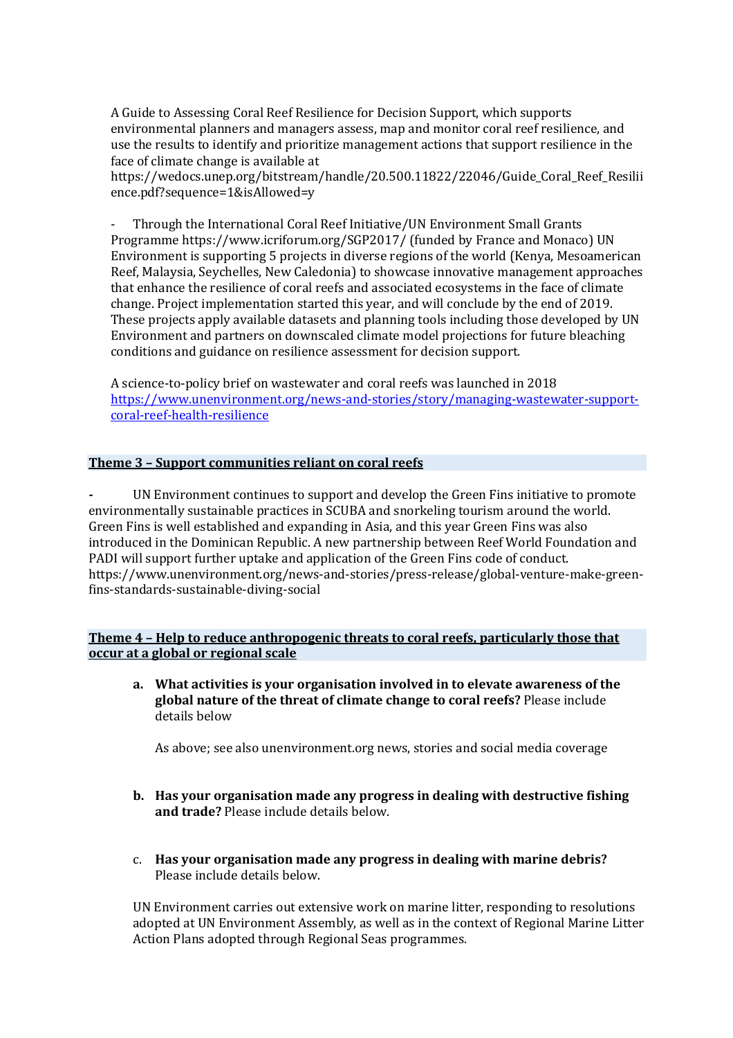A Guide to Assessing Coral Reef Resilience for Decision Support, which supports environmental planners and managers assess, map and monitor coral reef resilience, and use the results to identify and prioritize management actions that support resilience in the face of climate change is available at https://wedocs.unep.org/bitstream/handle/20.500.11822/22046/Guide_Coral_Reef_Resilience.pdf?sequence=1&isAllowed=y

- Through the International Coral Reef Initiative/UN Environment Small Grants Programme https://www.icriforum.org/SGP2017/ (funded by France and Monaco) UN Environment is supporting 5 projects in diverse regions of the world (Kenya, Mesoamerican Reef, Malaysia, Seychelles, New Caledonia) to showcase innovative management approaches that enhance the resilience of coral reefs and associated ecosystems in the face of climate change. Project implementation started this year, and will conclude by the end of 2019. These projects apply available datasets and planning tools including those developed by UN Environment and partners on downscaled climate model projections for future bleaching conditions and guidance on resilience assessment for decision support.

A science-to-policy brief on wastewater and coral reefs was launched in 2018 [https://www.unenvironment.org/news-and-stories/story/managing-wastewater-support-coral-reef-health-resilience](https://www.unenvironment.org/news-and-stories/story/managing-wastewater-support-coral-reef-health-resilience)

## Theme 3 – Support communities reliant on coral reefs

- UN Environment continues to support and develop the Green Fins initiative to promote environmentally sustainable practices in SCUBA and snorkeling tourism around the world. Green Fins is well established and expanding in Asia, and this year Green Fins was also introduced in the Dominican Republic. A new partnership between Reef World Foundation and PADI will support further uptake and application of the Green Fins code of conduct. https://www.unenvironment.org/news-and-stories/press-release/global-venture-make-green-fins-standards-sustainable-diving-social

## Theme 4 – Help to reduce anthropogenic threats to coral reefs, particularly those that occur at a global or regional scale

a. **What activities is your organisation involved in to elevate awareness of the global nature of the threat of climate change to coral reefs?** Please include details below

   As above; see also unenvironment.org news, stories and social media coverage

b. **Has your organisation made any progress in dealing with destructive fishing and trade?** Please include details below.

c. **Has your organisation made any progress in dealing with marine debris?** Please include details below.

UN Environment carries out extensive work on marine litter, responding to resolutions adopted at UN Environment Assembly, as well as in the context of Regional Marine Litter Action Plans adopted through Regional Seas programmes.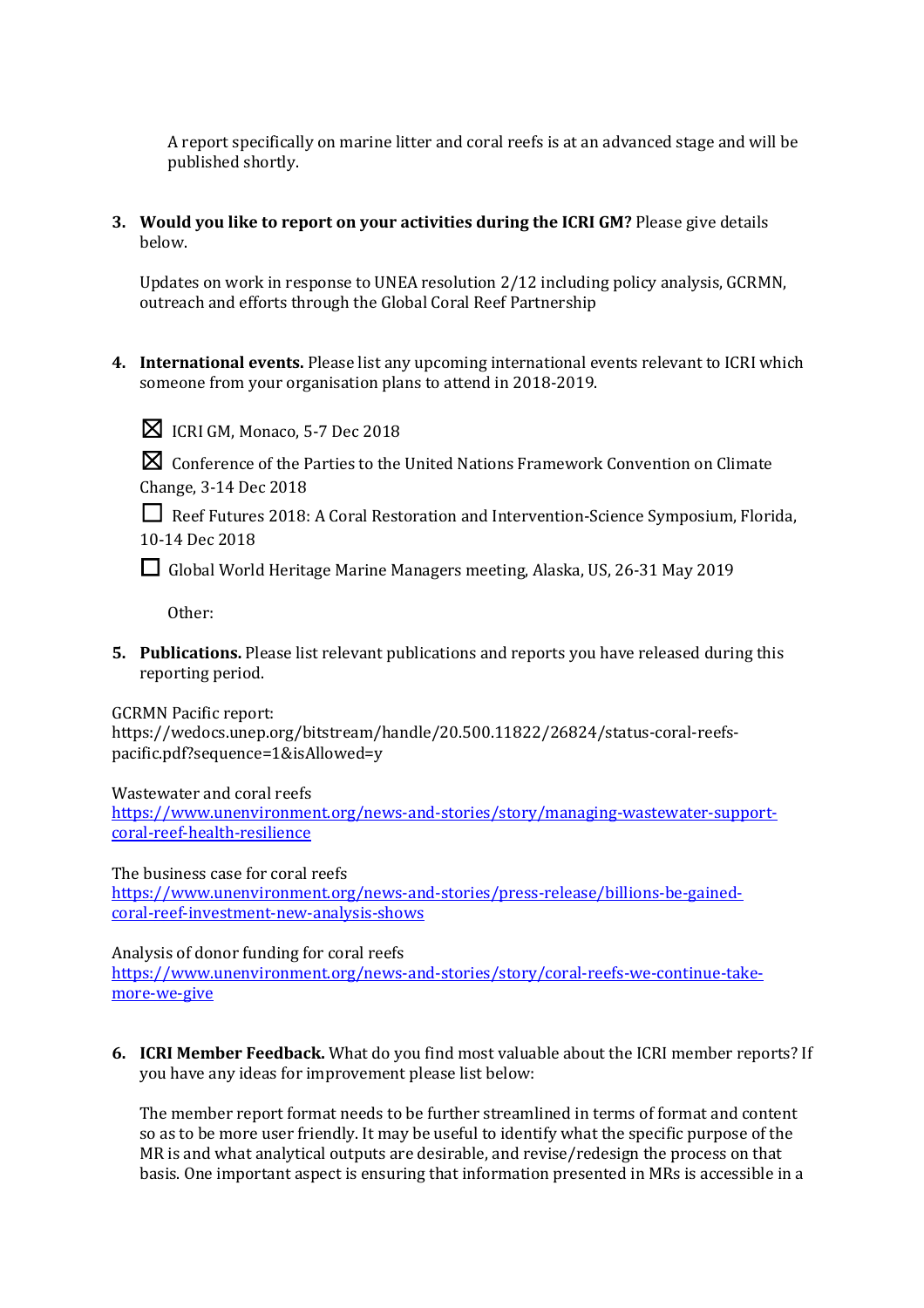A report specifically on marine litter and coral reefs is at an advanced stage and will be published shortly.

3. **Would you like to report on your activities during the ICRI GM?** Please give details below.

   Updates on work in response to UNEA resolution 2/12 including policy analysis, GCRMN, outreach and efforts through the Global Coral Reef Partnership

4. **International events.** Please list any upcoming international events relevant to ICRI which someone from your organisation plans to attend in 2018-2019.

   ☒ ICRI GM, Monaco, 5-7 Dec 2018

   ☒ Conference of the Parties to the United Nations Framework Convention on Climate Change, 3-14 Dec 2018

   ☐ Reef Futures 2018: A Coral Restoration and Intervention-Science Symposium, Florida, 10-14 Dec 2018

   ☐ Global World Heritage Marine Managers meeting, Alaska, US, 26-31 May 2019

   Other:

5. **Publications.** Please list relevant publications and reports you have released during this reporting period.

GCRMN Pacific report:
https://wedocs.unep.org/bitstream/handle/20.500.11822/26824/status-coral-reefs-pacific.pdf?sequence=1&isAllowed=y

Wastewater and coral reefs
https://www.unenvironment.org/news-and-stories/story/managing-wastewater-support-coral-reef-health-resilience

The business case for coral reefs
https://www.unenvironment.org/news-and-stories/press-release/billions-be-gained-coral-reef-investment-new-analysis-shows

Analysis of donor funding for coral reefs
https://www.unenvironment.org/news-and-stories/story/coral-reefs-we-continue-take-more-we-give

6. **ICRI Member Feedback.** What do you find most valuable about the ICRI member reports? If you have any ideas for improvement please list below:

   The member report format needs to be further streamlined in terms of format and content so as to be more user friendly. It may be useful to identify what the specific purpose of the MR is and what analytical outputs are desirable, and revise/redesign the process on that basis. One important aspect is ensuring that information presented in MRs is accessible in a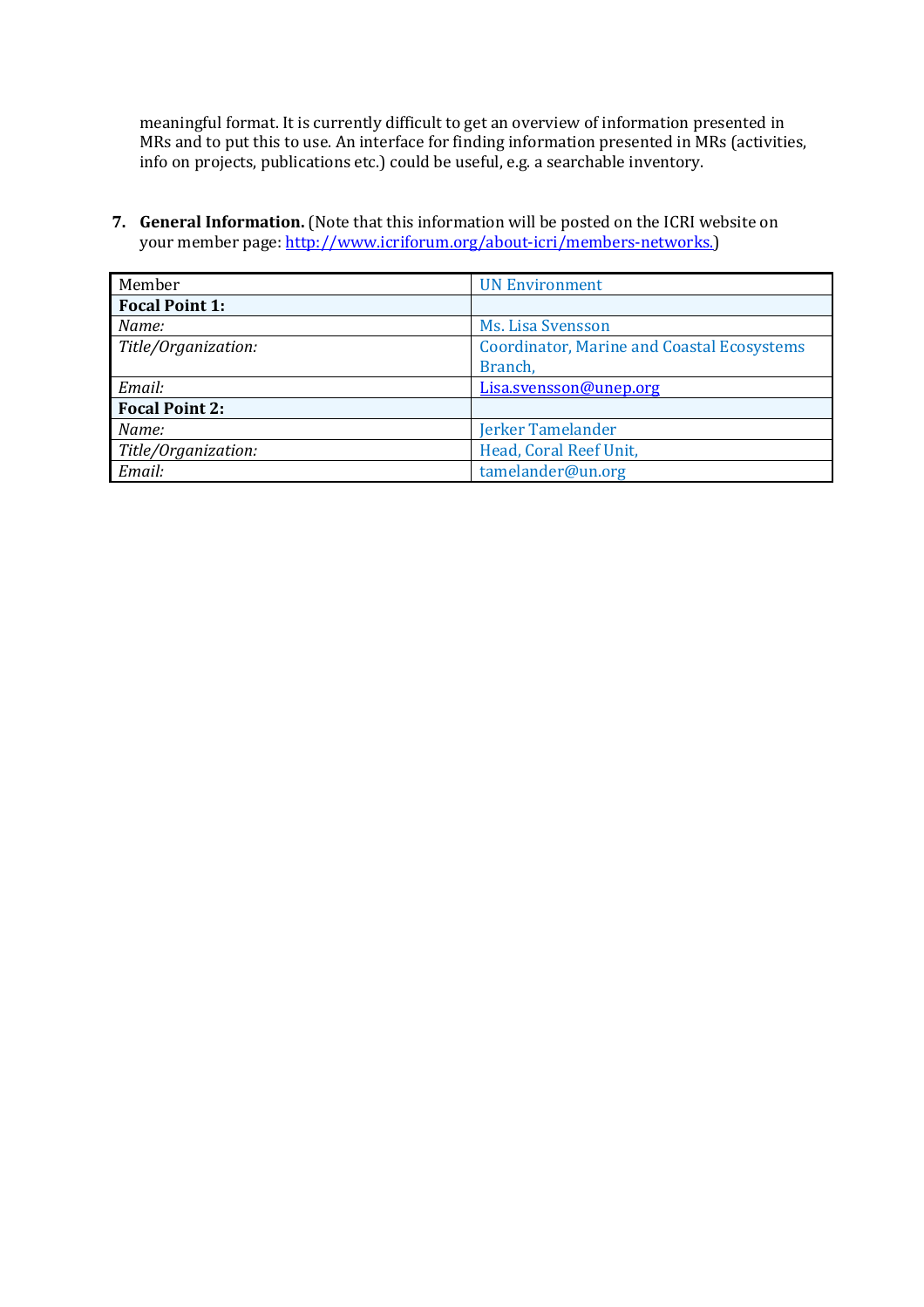meaningful format. It is currently difficult to get an overview of information presented in MRs and to put this to use. An interface for finding information presented in MRs (activities, info on projects, publications etc.) could be useful, e.g. a searchable inventory.

7. **General Information.** (Note that this information will be posted on the ICRI website on your member page: http://www.icriforum.org/about-icri/members-networks.)

| | |
|---|---|
| Member | UN Environment |
| **Focal Point 1:** | |
| *Name:* | Ms. Lisa Svensson |
| *Title/Organization:* | Coordinator, Marine and Coastal Ecosystems Branch, |
| *Email:* | Lisa.svensson@unep.org |
| **Focal Point 2:** | |
| *Name:* | Jerker Tamelander |
| *Title/Organization:* | Head, Coral Reef Unit, |
| *Email:* | tamelander@un.org |